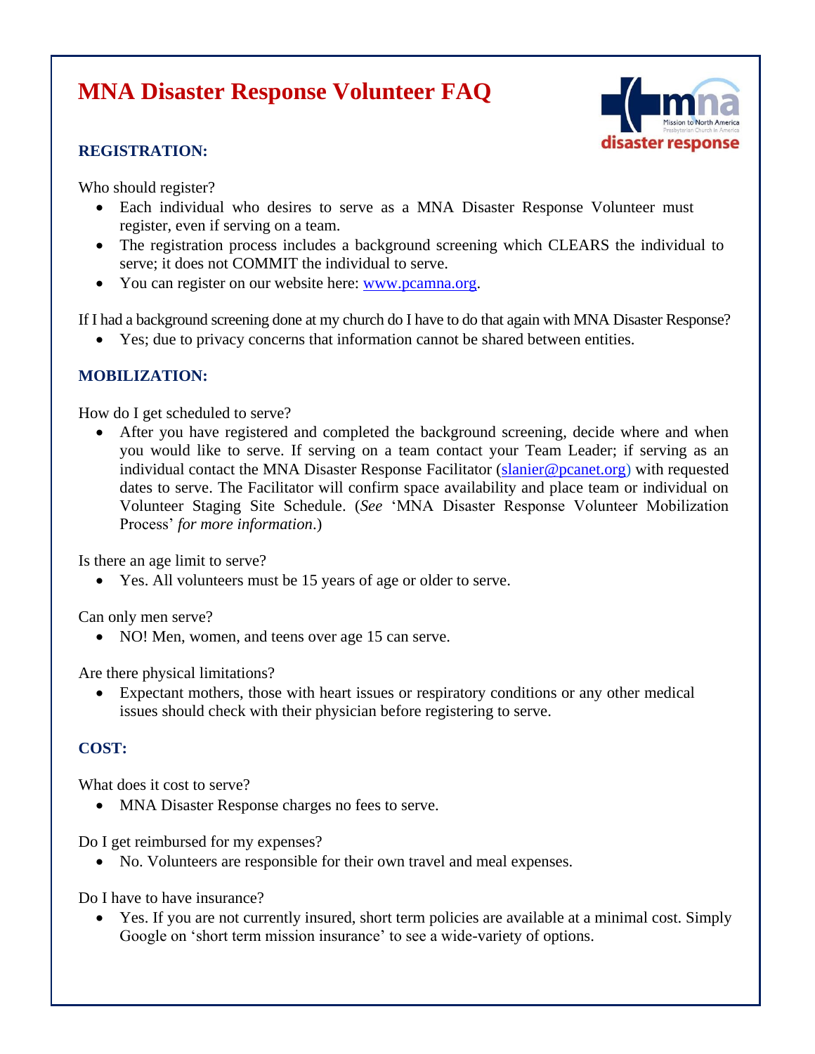# MNA Disaster Response Volunteer FAQ

## REGISTRATION:

Who should register?

- Each individual who desires to serve as a MNA Disaster Response Volunteer must register, even if serving on a team.
- The registration process includes a background screening which CLEARS the individual to serve; it does not COMMIT the individual to serve.
- You can register on our website here: www.pcamna.org.

If I had a background screening done at my church do I have to do that again with MNA Disaster Response?

- Yes; due to privacy concerns that information cannot be shared between entities.

## MOBILIZATION:

How do I get scheduled to serve?

- After you have registered and completed the background screening, decide where and when you would like to serve. If serving on a team contact your Team Leader; if serving as an individual contact the MNA Disaster Response Facilitator (slanier@pcanet.org) with requested dates to serve. The Facilitator will confirm space availability and place team or individual on Volunteer Staging Site Schedule. (*See* 'MNA Disaster Response Volunteer Mobilization Process' *for more information*.)

Is there an age limit to serve?

- Yes. All volunteers must be 15 years of age or older to serve.

Can only men serve?

- NO! Men, women, and teens over age 15 can serve.

Are there physical limitations?

- Expectant mothers, those with heart issues or respiratory conditions or any other medical issues should check with their physician before registering to serve.

## COST:

What does it cost to serve?

- MNA Disaster Response charges no fees to serve.

Do I get reimbursed for my expenses?

- No. Volunteers are responsible for their own travel and meal expenses.

Do I have to have insurance?

- Yes. If you are not currently insured, short term policies are available at a minimal cost. Simply Google on 'short term mission insurance' to see a wide-variety of options.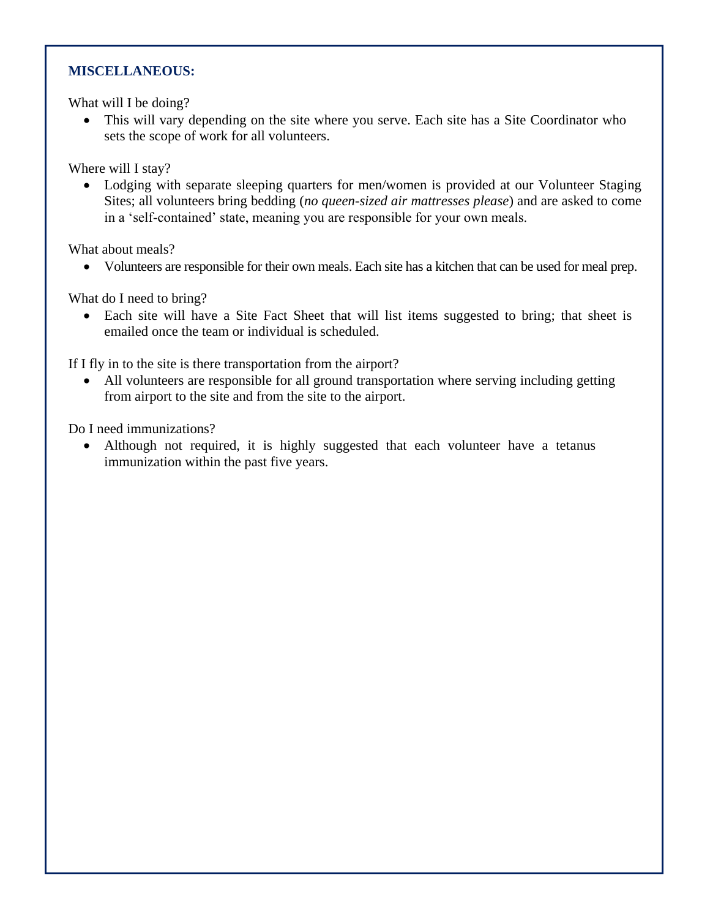**MISCELLANEOUS:**

What will I be doing?

- This will vary depending on the site where you serve. Each site has a Site Coordinator who sets the scope of work for all volunteers.

Where will I stay?

- Lodging with separate sleeping quarters for men/women is provided at our Volunteer Staging Sites; all volunteers bring bedding (*no queen-sized air mattresses please*) and are asked to come in a 'self-contained' state, meaning you are responsible for your own meals.

What about meals?

- Volunteers are responsible for their own meals. Each site has a kitchen that can be used for meal prep.

What do I need to bring?

- Each site will have a Site Fact Sheet that will list items suggested to bring; that sheet is emailed once the team or individual is scheduled.

If I fly in to the site is there transportation from the airport?

- All volunteers are responsible for all ground transportation where serving including getting from airport to the site and from the site to the airport.

Do I need immunizations?

- Although not required, it is highly suggested that each volunteer have a tetanus immunization within the past five years.